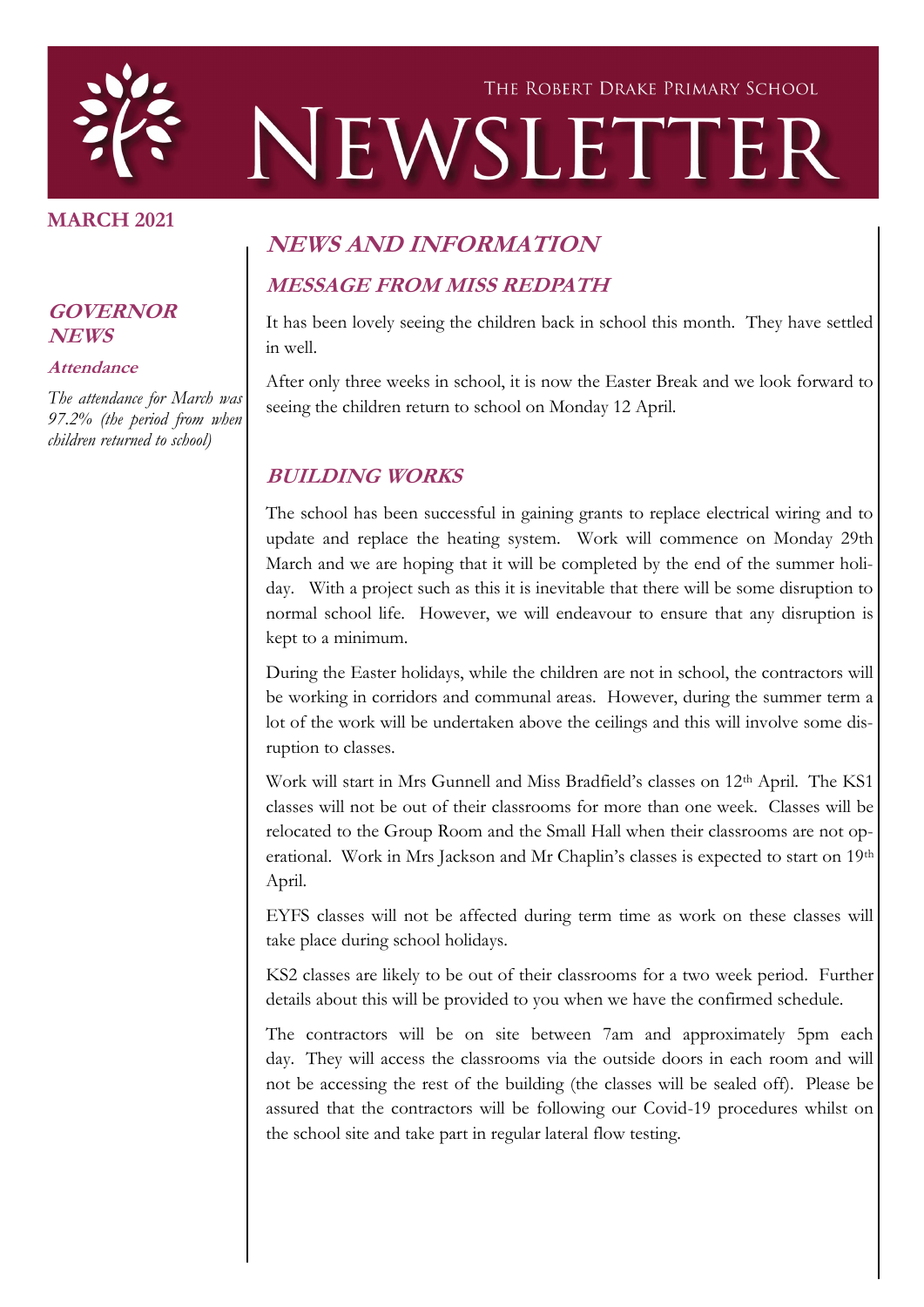THE ROBERT DRAKE PRIMARY SCHOOL

# NEWSLETTER

**MARCH 2021**

## GOVERNOR NEWS

### Attendance

*The attendance for March was 97.2% (the period from when children returned to school)*

## NEWS AND INFORMATION

### MESSAGE FROM MISS REDPATH

It has been lovely seeing the children back in school this month. They have settled in well.

After only three weeks in school, it is now the Easter Break and we look forward to seeing the children return to school on Monday 12 April.

### BUILDING WORKS

The school has been successful in gaining grants to replace electrical wiring and to update and replace the heating system. Work will commence on Monday 29th March and we are hoping that it will be completed by the end of the summer holiday. With a project such as this it is inevitable that there will be some disruption to normal school life. However, we will endeavour to ensure that any disruption is kept to a minimum.

During the Easter holidays, while the children are not in school, the contractors will be working in corridors and communal areas. However, during the summer term a lot of the work will be undertaken above the ceilings and this will involve some disruption to classes.

Work will start in Mrs Gunnell and Miss Bradfield's classes on 12th April. The KS1 classes will not be out of their classrooms for more than one week. Classes will be relocated to the Group Room and the Small Hall when their classrooms are not operational. Work in Mrs Jackson and Mr Chaplin's classes is expected to start on 19th April.

EYFS classes will not be affected during term time as work on these classes will take place during school holidays.

KS2 classes are likely to be out of their classrooms for a two week period. Further details about this will be provided to you when we have the confirmed schedule.

The contractors will be on site between 7am and approximately 5pm each day. They will access the classrooms via the outside doors in each room and will not be accessing the rest of the building (the classes will be sealed off). Please be assured that the contractors will be following our Covid-19 procedures whilst on the school site and take part in regular lateral flow testing.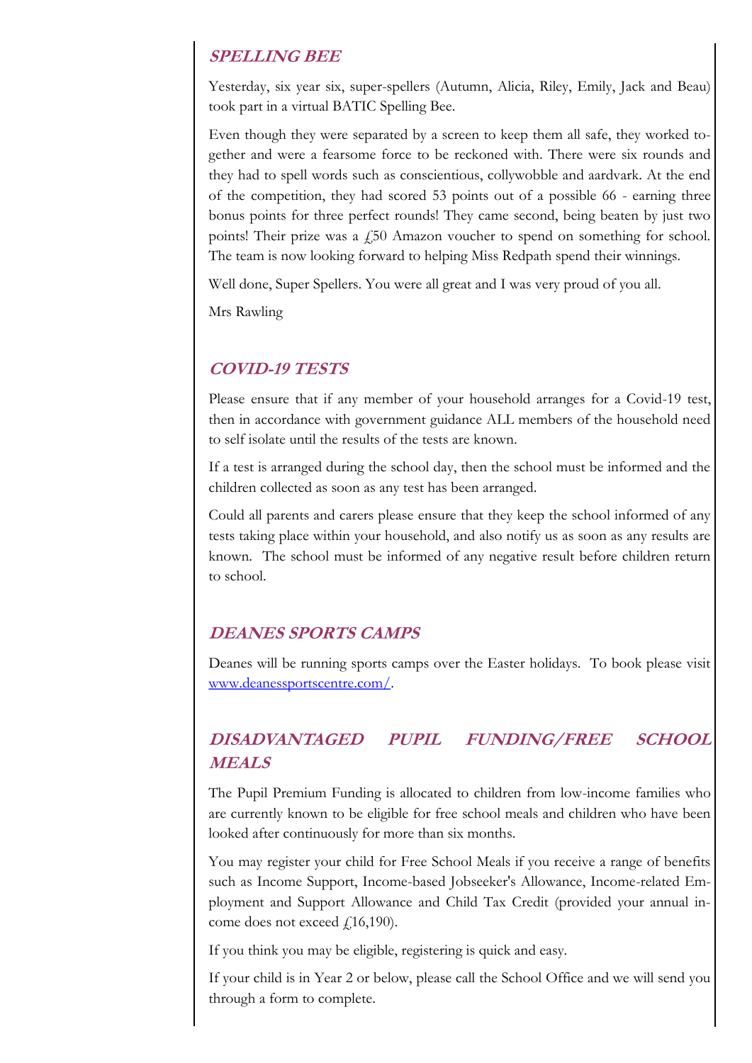## SPELLING BEE

Yesterday, six year six, super-spellers (Autumn, Alicia, Riley, Emily, Jack and Beau) took part in a virtual BATIC Spelling Bee.

Even though they were separated by a screen to keep them all safe, they worked together and were a fearsome force to be reckoned with. There were six rounds and they had to spell words such as conscientious, collywobble and aardvark. At the end of the competition, they had scored 53 points out of a possible 66 - earning three bonus points for three perfect rounds! They came second, being beaten by just two points! Their prize was a £50 Amazon voucher to spend on something for school. The team is now looking forward to helping Miss Redpath spend their winnings.

Well done, Super Spellers. You were all great and I was very proud of you all.

Mrs Rawling

## COVID-19 TESTS

Please ensure that if any member of your household arranges for a Covid-19 test, then in accordance with government guidance ALL members of the household need to self isolate until the results of the tests are known.

If a test is arranged during the school day, then the school must be informed and the children collected as soon as any test has been arranged.

Could all parents and carers please ensure that they keep the school informed of any tests taking place within your household, and also notify us as soon as any results are known. The school must be informed of any negative result before children return to school.

## DEANES SPORTS CAMPS

Deanes will be running sports camps over the Easter holidays. To book please visit [www.deanessportscentre.com/](www.deanessportscentre.com/).

## DISADVANTAGED PUPIL FUNDING/FREE SCHOOL MEALS

The Pupil Premium Funding is allocated to children from low-income families who are currently known to be eligible for free school meals and children who have been looked after continuously for more than six months.

You may register your child for Free School Meals if you receive a range of benefits such as Income Support, Income-based Jobseeker's Allowance, Income-related Employment and Support Allowance and Child Tax Credit (provided your annual income does not exceed £16,190).

If you think you may be eligible, registering is quick and easy.

If your child is in Year 2 or below, please call the School Office and we will send you through a form to complete.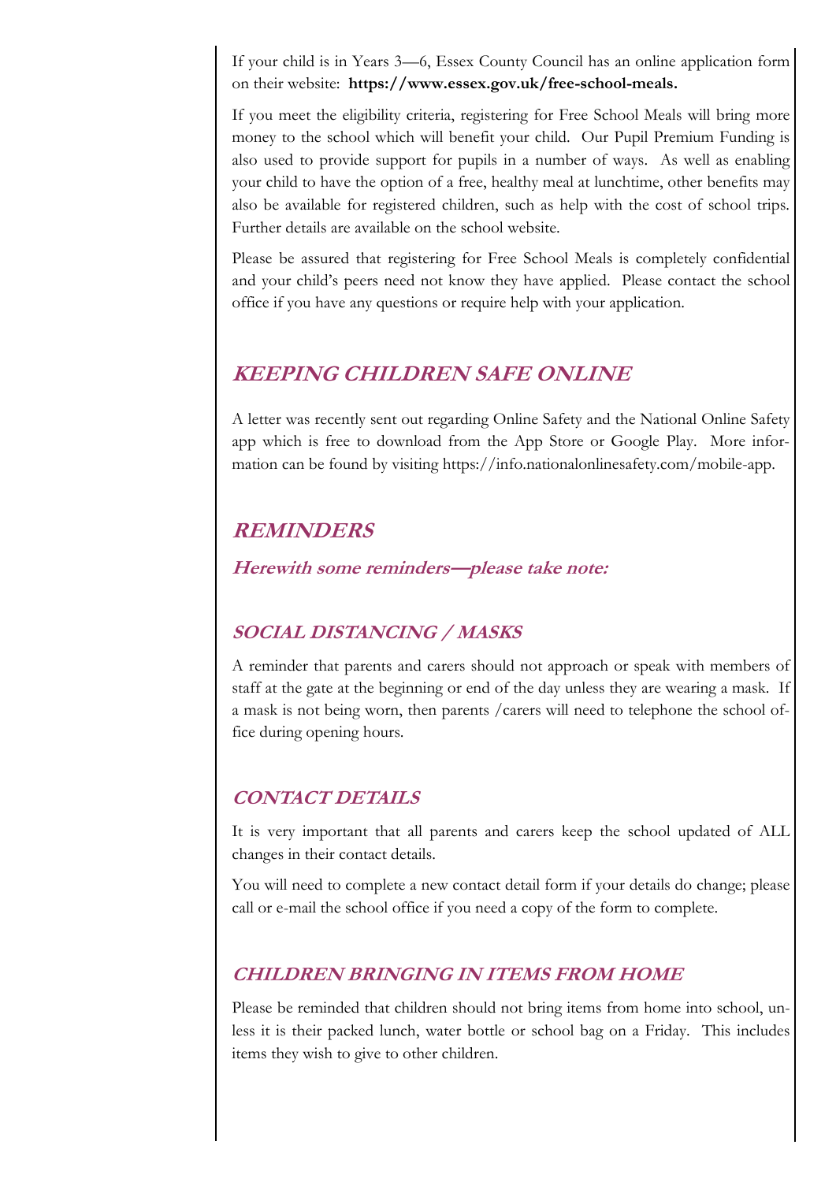If your child is in Years 3—6, Essex County Council has an online application form on their website: **https://www.essex.gov.uk/free-school-meals.**

If you meet the eligibility criteria, registering for Free School Meals will bring more money to the school which will benefit your child. Our Pupil Premium Funding is also used to provide support for pupils in a number of ways. As well as enabling your child to have the option of a free, healthy meal at lunchtime, other benefits may also be available for registered children, such as help with the cost of school trips. Further details are available on the school website.

Please be assured that registering for Free School Meals is completely confidential and your child's peers need not know they have applied. Please contact the school office if you have any questions or require help with your application.

## *KEEPING CHILDREN SAFE ONLINE*

A letter was recently sent out regarding Online Safety and the National Online Safety app which is free to download from the App Store or Google Play. More information can be found by visiting https://info.nationalonlinesafety.com/mobile-app.

## *REMINDERS*

***Herewith some reminders—please take note:***

### *SOCIAL DISTANCING / MASKS*

A reminder that parents and carers should not approach or speak with members of staff at the gate at the beginning or end of the day unless they are wearing a mask. If a mask is not being worn, then parents /carers will need to telephone the school office during opening hours.

### *CONTACT DETAILS*

It is very important that all parents and carers keep the school updated of ALL changes in their contact details.

You will need to complete a new contact detail form if your details do change; please call or e-mail the school office if you need a copy of the form to complete.

### *CHILDREN BRINGING IN ITEMS FROM HOME*

Please be reminded that children should not bring items from home into school, unless it is their packed lunch, water bottle or school bag on a Friday. This includes items they wish to give to other children.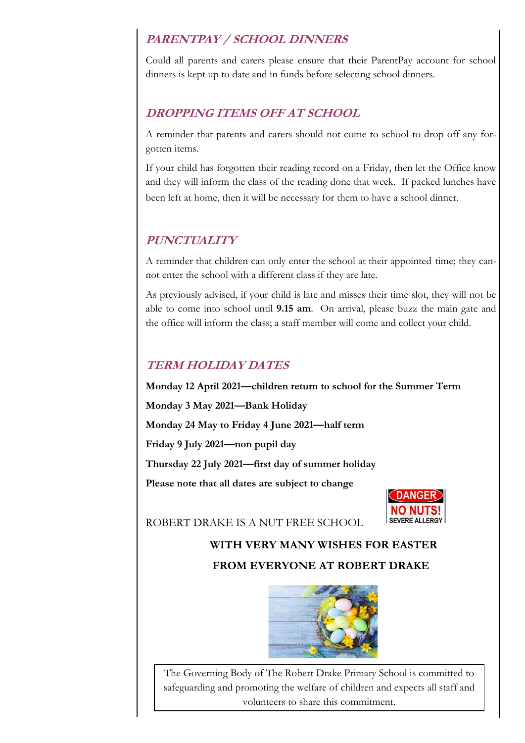## *PARENTPAY / SCHOOL DINNERS*

Could all parents and carers please ensure that their ParentPay account for school dinners is kept up to date and in funds before selecting school dinners.

## *DROPPING ITEMS OFF AT SCHOOL*

A reminder that parents and carers should not come to school to drop off any forgotten items.

If your child has forgotten their reading record on a Friday, then let the Office know and they will inform the class of the reading done that week. If packed lunches have been left at home, then it will be necessary for them to have a school dinner.

## *PUNCTUALITY*

A reminder that children can only enter the school at their appointed time; they cannot enter the school with a different class if they are late.

As previously advised, if your child is late and misses their time slot, they will not be able to come into school until **9.15 am**. On arrival, please buzz the main gate and the office will inform the class; a staff member will come and collect your child.

## *TERM HOLIDAY DATES*

**Monday 12 April 2021—children return to school for the Summer Term**

**Monday 3 May 2021—Bank Holiday**

**Monday 24 May to Friday 4 June 2021—half term**

**Friday 9 July 2021—non pupil day**

**Thursday 22 July 2021—first day of summer holiday**

**Please note that all dates are subject to change**

ROBERT DRAKE IS A NUT FREE SCHOOL

DANGER NO NUTS! SEVERE ALLERGY

**WITH VERY MANY WISHES FOR EASTER**

**FROM EVERYONE AT ROBERT DRAKE**

The Governing Body of The Robert Drake Primary School is committed to safeguarding and promoting the welfare of children and expects all staff and volunteers to share this commitment.